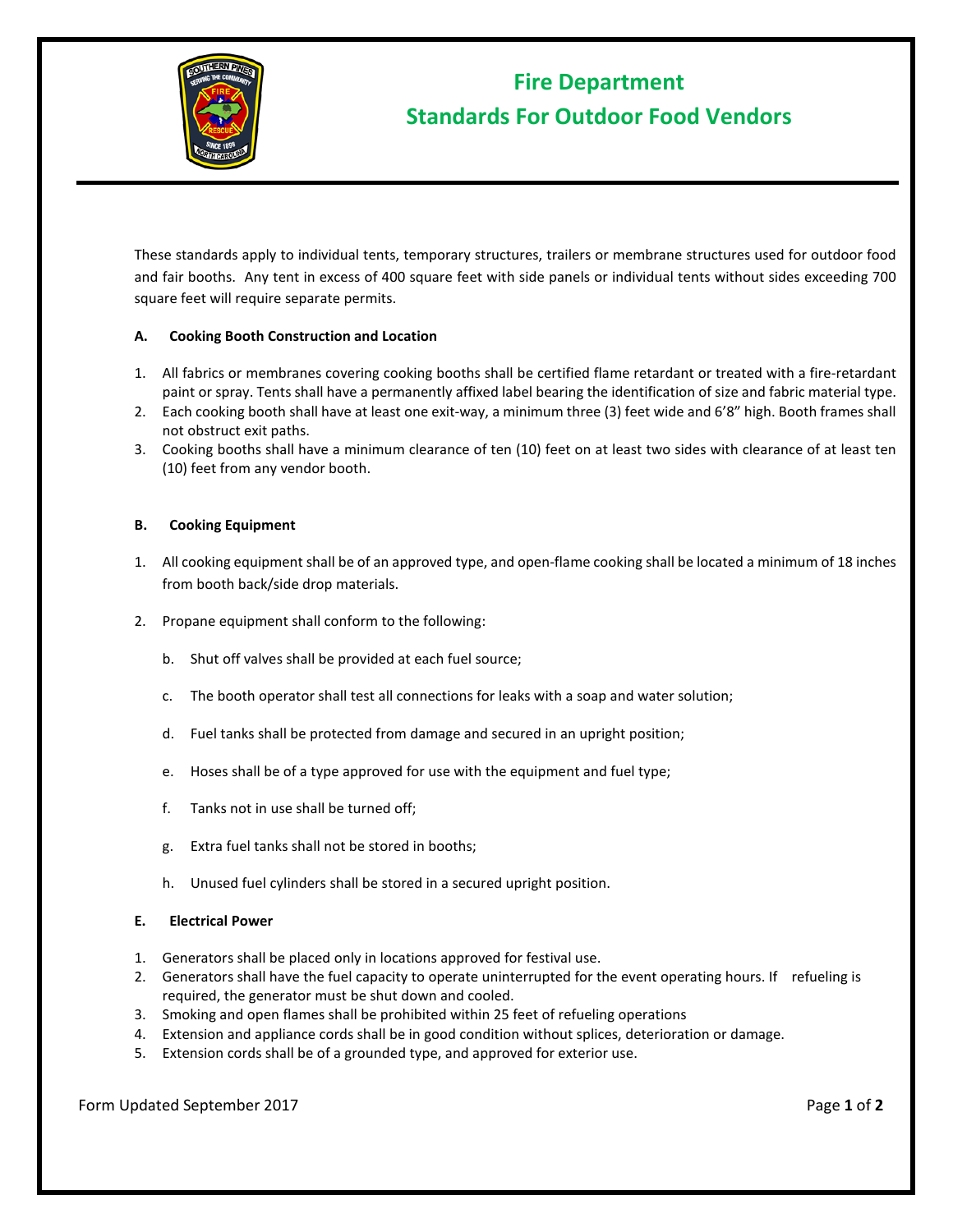# Fire Department
# Standards For Outdoor Food Vendors

These standards apply to individual tents, temporary structures, trailers or membrane structures used for outdoor food and fair booths. Any tent in excess of 400 square feet with side panels or individual tents without sides exceeding 700 square feet will require separate permits.

**A. Cooking Booth Construction and Location**

1. All fabrics or membranes covering cooking booths shall be certified flame retardant or treated with a fire-retardant paint or spray. Tents shall have a permanently affixed label bearing the identification of size and fabric material type.
2. Each cooking booth shall have at least one exit-way, a minimum three (3) feet wide and 6'8" high. Booth frames shall not obstruct exit paths.
3. Cooking booths shall have a minimum clearance of ten (10) feet on at least two sides with clearance of at least ten (10) feet from any vendor booth.

**B. Cooking Equipment**

1. All cooking equipment shall be of an approved type, and open-flame cooking shall be located a minimum of 18 inches from booth back/side drop materials.

2. Propane equipment shall conform to the following:

   b. Shut off valves shall be provided at each fuel source;

   c. The booth operator shall test all connections for leaks with a soap and water solution;

   d. Fuel tanks shall be protected from damage and secured in an upright position;

   e. Hoses shall be of a type approved for use with the equipment and fuel type;

   f. Tanks not in use shall be turned off;

   g. Extra fuel tanks shall not be stored in booths;

   h. Unused fuel cylinders shall be stored in a secured upright position.

**E. Electrical Power**

1. Generators shall be placed only in locations approved for festival use.
2. Generators shall have the fuel capacity to operate uninterrupted for the event operating hours. If refueling is required, the generator must be shut down and cooled.
3. Smoking and open flames shall be prohibited within 25 feet of refueling operations
4. Extension and appliance cords shall be in good condition without splices, deterioration or damage.
5. Extension cords shall be of a grounded type, and approved for exterior use.

Form Updated September 2017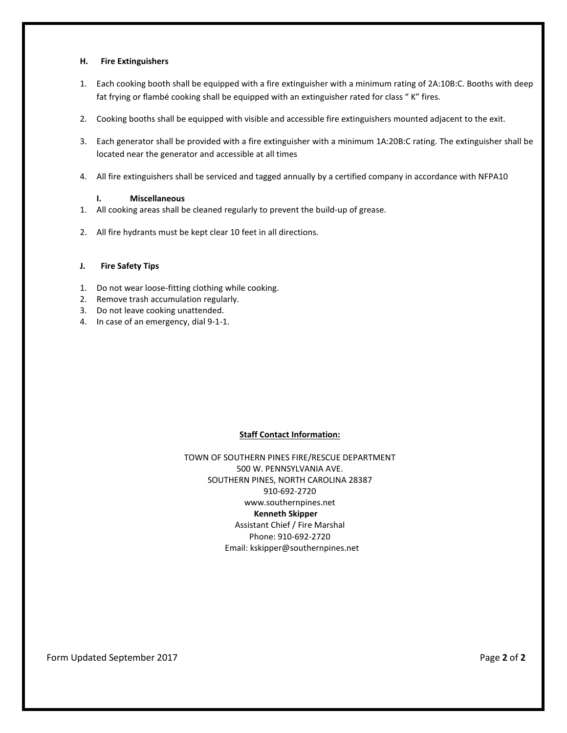**H. Fire Extinguishers**

1. Each cooking booth shall be equipped with a fire extinguisher with a minimum rating of 2A:10B:C. Booths with deep fat frying or flambé cooking shall be equipped with an extinguisher rated for class " K" fires.
2. Cooking booths shall be equipped with visible and accessible fire extinguishers mounted adjacent to the exit.
3. Each generator shall be provided with a fire extinguisher with a minimum 1A:20B:C rating. The extinguisher shall be located near the generator and accessible at all times
4. All fire extinguishers shall be serviced and tagged annually by a certified company in accordance with NFPA10

**I. Miscellaneous**

1. All cooking areas shall be cleaned regularly to prevent the build-up of grease.
2. All fire hydrants must be kept clear 10 feet in all directions.

**J. Fire Safety Tips**

1. Do not wear loose-fitting clothing while cooking.
2. Remove trash accumulation regularly.
3. Do not leave cooking unattended.
4. In case of an emergency, dial 9-1-1.

**Staff Contact Information:**

TOWN OF SOUTHERN PINES FIRE/RESCUE DEPARTMENT
500 W. PENNSYLVANIA AVE.
SOUTHERN PINES, NORTH CAROLINA 28387
910-692-2720
www.southernpines.net
**Kenneth Skipper**
Assistant Chief / Fire Marshal
Phone: 910-692-2720
Email: kskipper@southernpines.net

Form Updated September 2017